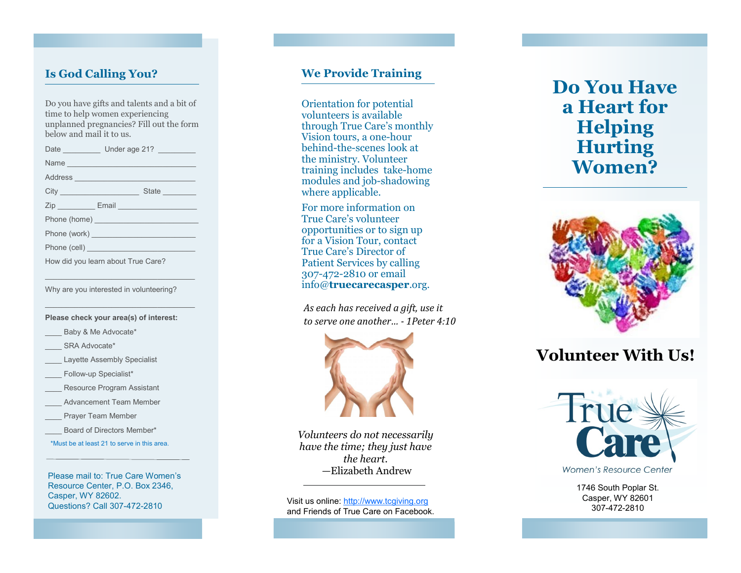## Is God Calling You?

Do you have gifts and talents and a bit of time to help women experiencing unplanned pregnancies? Fill out the form below and mail it to us.

Date _________ Under age 21? _________

Name ___________________________

Address _________________________

City ___________________ State ________

Zip ________ Email ___________________

Phone (home) _______________________

Phone (work) _______________________

Phone (cell) ________________________

How did you learn about True Care?

_______________________________

Why are you interested in volunteering?

_______________________________

**Please check your area(s) of interest:**

____ Baby & Me Advocate*

____ SRA Advocate*

____ Layette Assembly Specialist

____ Follow-up Specialist*

____ Resource Program Assistant

____ Advancement Team Member

____ Prayer Team Member

____ Board of Directors Member*

*Must be at least 21 to serve in this area.

Please mail to: True Care Women's Resource Center, P.O. Box 2346, Casper, WY 82602.
Questions? Call 307-472-2810

## We Provide Training

Orientation for potential volunteers is available through True Care's monthly Vision tours, a one-hour behind-the-scenes look at the ministry. Volunteer training includes take-home modules and job-shadowing where applicable.

For more information on True Care's volunteer opportunities or to sign up for a Vision Tour, contact True Care's Director of Patient Services by calling 307-472-2810 or email info@**truecarecasper**.org.

*As each has received a gift, use it to serve one another... - 1Peter 4:10*

*Volunteers do not necessarily have the time; they just have the heart.*
—Elizabeth Andrew

Visit us online: http://www.tcgiving.org and Friends of True Care on Facebook.

# Do You Have a Heart for Helping Hurting Women?

## Volunteer With Us!

True Care
Women's Resource Center

1746 South Poplar St.
Casper, WY 82601
307-472-2810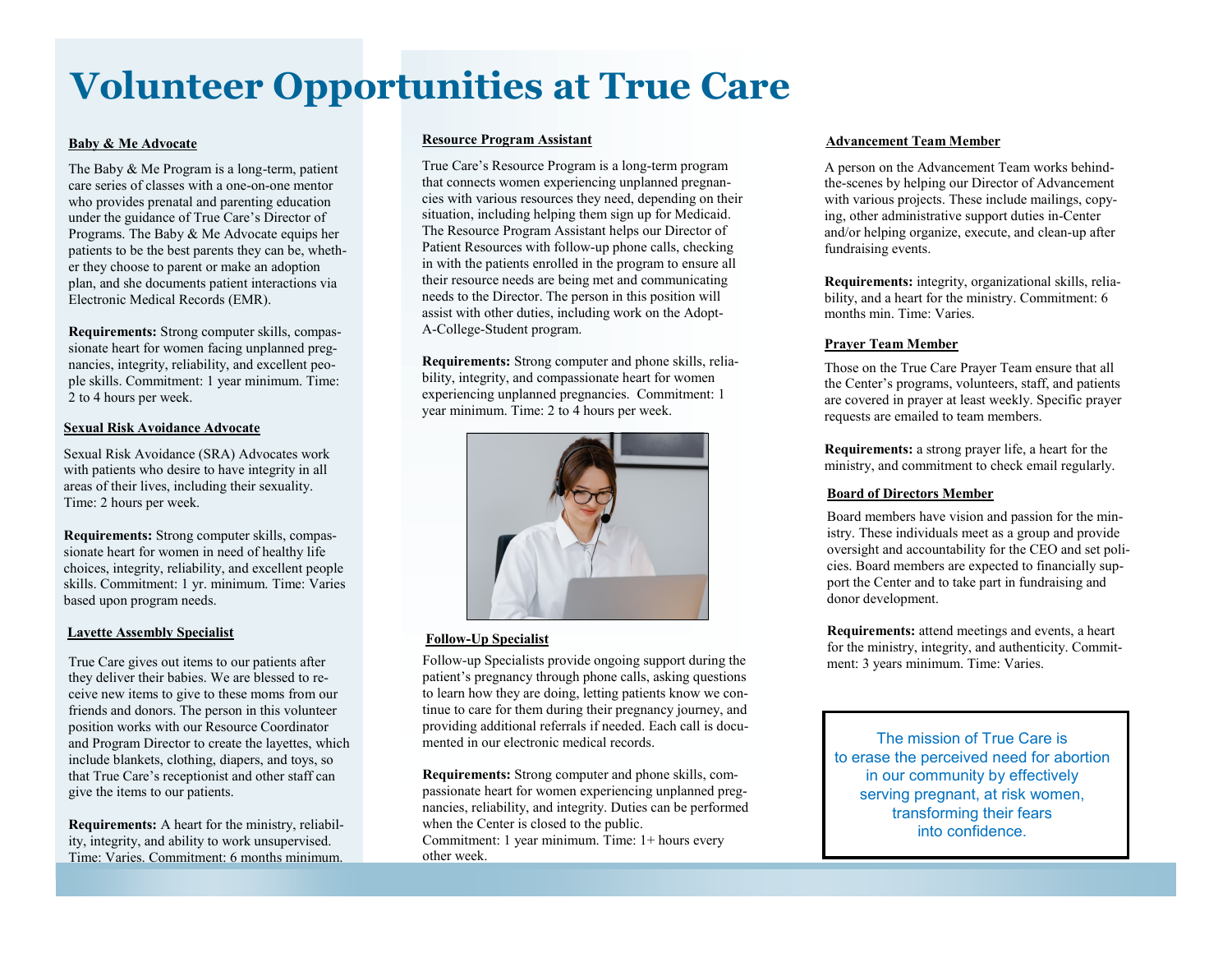# Volunteer Opportunities at True Care

### Baby & Me Advocate

The Baby & Me Program is a long-term, patient care series of classes with a one-on-one mentor who provides prenatal and parenting education under the guidance of True Care's Director of Programs. The Baby & Me Advocate equips her patients to be the best parents they can be, whether they choose to parent or make an adoption plan, and she documents patient interactions via Electronic Medical Records (EMR).

**Requirements:** Strong computer skills, compassionate heart for women facing unplanned pregnancies, integrity, reliability, and excellent people skills. Commitment: 1 year minimum. Time: 2 to 4 hours per week.

### Sexual Risk Avoidance Advocate

Sexual Risk Avoidance (SRA) Advocates work with patients who desire to have integrity in all areas of their lives, including their sexuality. Time: 2 hours per week.

**Requirements:** Strong computer skills, compassionate heart for women in need of healthy life choices, integrity, reliability, and excellent people skills. Commitment: 1 yr. minimum. Time: Varies based upon program needs.

### Layette Assembly Specialist

True Care gives out items to our patients after they deliver their babies. We are blessed to receive new items to give to these moms from our friends and donors. The person in this volunteer position works with our Resource Coordinator and Program Director to create the layettes, which include blankets, clothing, diapers, and toys, so that True Care's receptionist and other staff can give the items to our patients.

**Requirements:** A heart for the ministry, reliability, integrity, and ability to work unsupervised. Time: Varies. Commitment: 6 months minimum.

### Resource Program Assistant

True Care's Resource Program is a long-term program that connects women experiencing unplanned pregnancies with various resources they need, depending on their situation, including helping them sign up for Medicaid. The Resource Program Assistant helps our Director of Patient Resources with follow-up phone calls, checking in with the patients enrolled in the program to ensure all their resource needs are being met and communicating needs to the Director. The person in this position will assist with other duties, including work on the Adopt-A-College-Student program.

**Requirements:** Strong computer and phone skills, reliability, integrity, and compassionate heart for women experiencing unplanned pregnancies. Commitment: 1 year minimum. Time: 2 to 4 hours per week.

### Follow-Up Specialist

Follow-up Specialists provide ongoing support during the patient's pregnancy through phone calls, asking questions to learn how they are doing, letting patients know we continue to care for them during their pregnancy journey, and providing additional referrals if needed. Each call is documented in our electronic medical records.

**Requirements:** Strong computer and phone skills, compassionate heart for women experiencing unplanned pregnancies, reliability, and integrity. Duties can be performed when the Center is closed to the public.
Commitment: 1 year minimum. Time: 1+ hours every other week.

### Advancement Team Member

A person on the Advancement Team works behind-the-scenes by helping our Director of Advancement with various projects. These include mailings, copying, other administrative support duties in-Center and/or helping organize, execute, and clean-up after fundraising events.

**Requirements:** integrity, organizational skills, reliability, and a heart for the ministry. Commitment: 6 months min. Time: Varies.

### Prayer Team Member

Those on the True Care Prayer Team ensure that all the Center's programs, volunteers, staff, and patients are covered in prayer at least weekly. Specific prayer requests are emailed to team members.

**Requirements:** a strong prayer life, a heart for the ministry, and commitment to check email regularly.

### Board of Directors Member

Board members have vision and passion for the ministry. These individuals meet as a group and provide oversight and accountability for the CEO and set policies. Board members are expected to financially support the Center and to take part in fundraising and donor development.

**Requirements:** attend meetings and events, a heart for the ministry, integrity, and authenticity. Commitment: 3 years minimum. Time: Varies.

The mission of True Care is to erase the perceived need for abortion in our community by effectively serving pregnant, at risk women, transforming their fears into confidence.